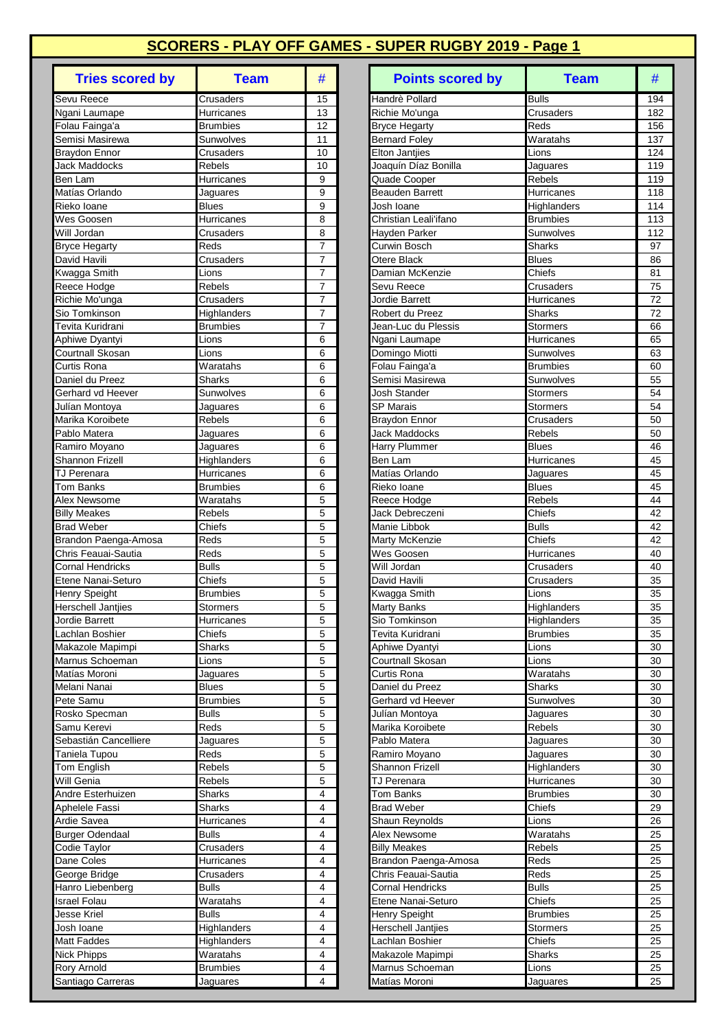# SCORERS - PLAY OFF GAMES - SUPER RUGBY 2019 - Page 1

| Tries scored by | Team | # |
|---|---|---|
| Sevu Reece | Crusaders | 15 |
| Ngani Laumape | Hurricanes | 13 |
| Folau Fainga'a | Brumbies | 12 |
| Semisi Masirewa | Sunwolves | 11 |
| Braydon Ennor | Crusaders | 10 |
| Jack Maddocks | Rebels | 10 |
| Ben Lam | Hurricanes | 9 |
| Matías Orlando | Jaguares | 9 |
| Rieko Ioane | Blues | 9 |
| Wes Goosen | Hurricanes | 8 |
| Will Jordan | Crusaders | 8 |
| Bryce Hegarty | Reds | 7 |
| David Havili | Crusaders | 7 |
| Kwagga Smith | Lions | 7 |
| Reece Hodge | Rebels | 7 |
| Richie Mo'unga | Crusaders | 7 |
| Sio Tomkinson | Highlanders | 7 |
| Tevita Kuridrani | Brumbies | 7 |
| Aphiwe Dyantyi | Lions | 6 |
| Courtnall Skosan | Lions | 6 |
| Curtis Rona | Waratahs | 6 |
| Daniel du Preez | Sharks | 6 |
| Gerhard vd Heever | Sunwolves | 6 |
| Julían Montoya | Jaguares | 6 |
| Marika Koroibete | Rebels | 6 |
| Pablo Matera | Jaguares | 6 |
| Ramiro Moyano | Jaguares | 6 |
| Shannon Frizell | Highlanders | 6 |
| TJ Perenara | Hurricanes | 6 |
| Tom Banks | Brumbies | 6 |
| Alex Newsome | Waratahs | 5 |
| Billy Meakes | Rebels | 5 |
| Brad Weber | Chiefs | 5 |
| Brandon Paenga-Amosa | Reds | 5 |
| Chris Feauai-Sautia | Reds | 5 |
| Cornal Hendricks | Bulls | 5 |
| Etene Nanai-Seturo | Chiefs | 5 |
| Henry Speight | Brumbies | 5 |
| Herschell Jantjies | Stormers | 5 |
| Jordie Barrett | Hurricanes | 5 |
| Lachlan Boshier | Chiefs | 5 |
| Makazole Mapimpi | Sharks | 5 |
| Marnus Schoeman | Lions | 5 |
| Matías Moroni | Jaguares | 5 |
| Melani Nanai | Blues | 5 |
| Pete Samu | Brumbies | 5 |
| Rosko Specman | Bulls | 5 |
| Samu Kerevi | Reds | 5 |
| Sebastián Cancelliere | Jaguares | 5 |
| Taniela Tupou | Reds | 5 |
| Tom English | Rebels | 5 |
| Will Genia | Rebels | 5 |
| Andre Esterhuizen | Sharks | 4 |
| Aphelele Fassi | Sharks | 4 |
| Ardie Savea | Hurricanes | 4 |
| Burger Odendaal | Bulls | 4 |
| Codie Taylor | Crusaders | 4 |
| Dane Coles | Hurricanes | 4 |
| George Bridge | Crusaders | 4 |
| Hanro Liebenberg | Bulls | 4 |
| Israel Folau | Waratahs | 4 |
| Jesse Kriel | Bulls | 4 |
| Josh Ioane | Highlanders | 4 |
| Matt Faddes | Highlanders | 4 |
| Nick Phipps | Waratahs | 4 |
| Rory Arnold | Brumbies | 4 |
| Santiago Carreras | Jaguares | 4 |

| Points scored by | Team | # |
|---|---|---|
| Handrè Pollard | Bulls | 194 |
| Richie Mo'unga | Crusaders | 182 |
| Bryce Hegarty | Reds | 156 |
| Bernard Foley | Waratahs | 137 |
| Elton Jantjies | Lions | 124 |
| Joaquín Díaz Bonilla | Jaguares | 119 |
| Quade Cooper | Rebels | 119 |
| Beauden Barrett | Hurricanes | 118 |
| Josh Ioane | Highlanders | 114 |
| Christian Leali'ifano | Brumbies | 113 |
| Hayden Parker | Sunwolves | 112 |
| Curwin Bosch | Sharks | 97 |
| Otere Black | Blues | 86 |
| Damian McKenzie | Chiefs | 81 |
| Sevu Reece | Crusaders | 75 |
| Jordie Barrett | Hurricanes | 72 |
| Robert du Preez | Sharks | 72 |
| Jean-Luc du Plessis | Stormers | 66 |
| Ngani Laumape | Hurricanes | 65 |
| Domingo Miotti | Sunwolves | 63 |
| Folau Fainga'a | Brumbies | 60 |
| Semisi Masirewa | Sunwolves | 55 |
| Josh Stander | Stormers | 54 |
| SP Marais | Stormers | 54 |
| Braydon Ennor | Crusaders | 50 |
| Jack Maddocks | Rebels | 50 |
| Harry Plummer | Blues | 46 |
| Ben Lam | Hurricanes | 45 |
| Matías Orlando | Jaguares | 45 |
| Rieko Ioane | Blues | 45 |
| Reece Hodge | Rebels | 44 |
| Jack Debreczeni | Chiefs | 42 |
| Manie Libbok | Bulls | 42 |
| Marty McKenzie | Chiefs | 42 |
| Wes Goosen | Hurricanes | 40 |
| Will Jordan | Crusaders | 40 |
| David Havili | Crusaders | 35 |
| Kwagga Smith | Lions | 35 |
| Marty Banks | Highlanders | 35 |
| Sio Tomkinson | Highlanders | 35 |
| Tevita Kuridrani | Brumbies | 35 |
| Aphiwe Dyantyi | Lions | 30 |
| Courtnall Skosan | Lions | 30 |
| Curtis Rona | Waratahs | 30 |
| Daniel du Preez | Sharks | 30 |
| Gerhard vd Heever | Sunwolves | 30 |
| Julían Montoya | Jaguares | 30 |
| Marika Koroibete | Rebels | 30 |
| Pablo Matera | Jaguares | 30 |
| Ramiro Moyano | Jaguares | 30 |
| Shannon Frizell | Highlanders | 30 |
| TJ Perenara | Hurricanes | 30 |
| Tom Banks | Brumbies | 30 |
| Brad Weber | Chiefs | 29 |
| Shaun Reynolds | Lions | 26 |
| Alex Newsome | Waratahs | 25 |
| Billy Meakes | Rebels | 25 |
| Brandon Paenga-Amosa | Reds | 25 |
| Chris Feauai-Sautia | Reds | 25 |
| Cornal Hendricks | Bulls | 25 |
| Etene Nanai-Seturo | Chiefs | 25 |
| Henry Speight | Brumbies | 25 |
| Herschell Jantjies | Stormers | 25 |
| Lachlan Boshier | Chiefs | 25 |
| Makazole Mapimpi | Sharks | 25 |
| Marnus Schoeman | Lions | 25 |
| Matías Moroni | Jaguares | 25 |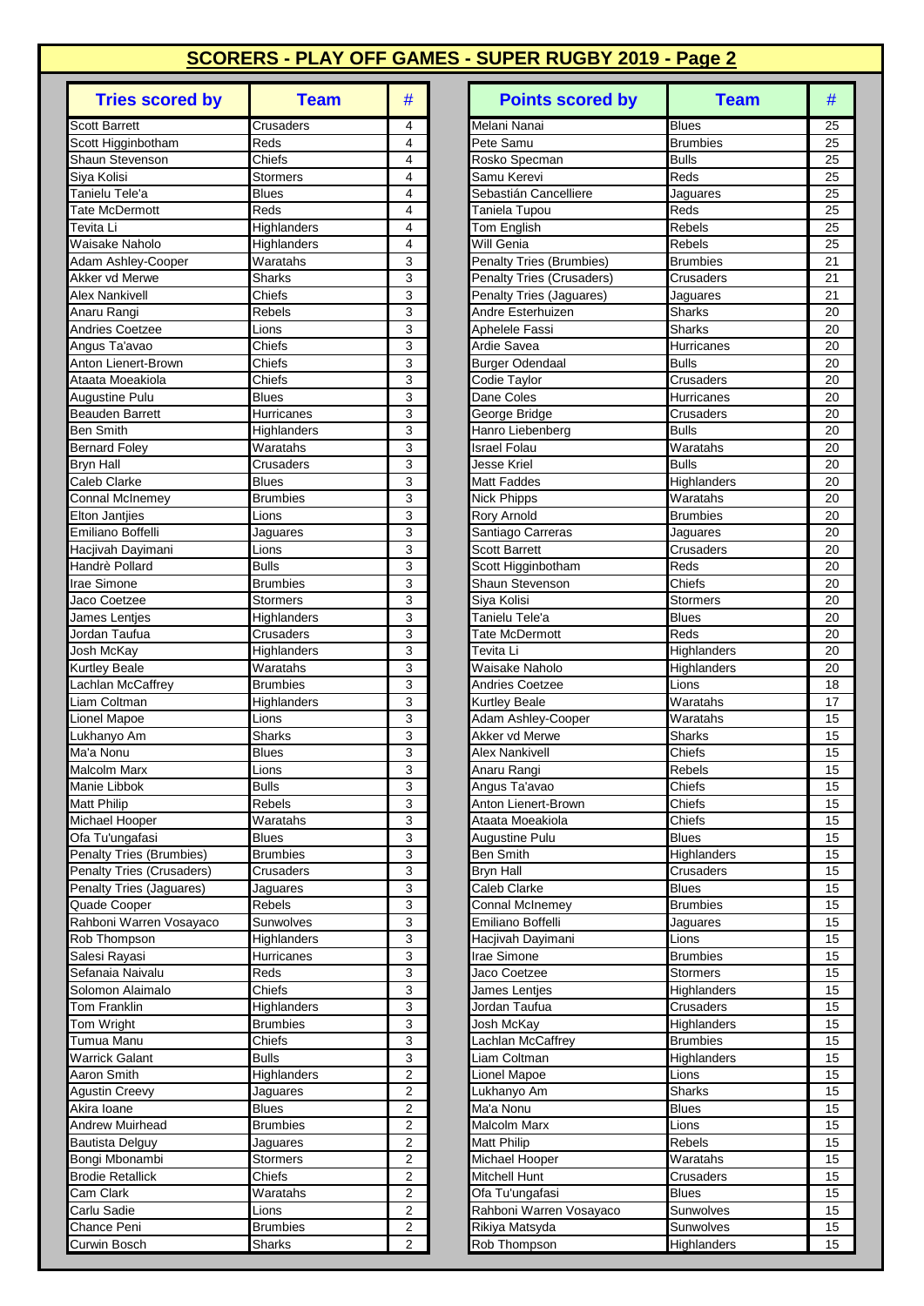## SCORERS - PLAY OFF GAMES - SUPER RUGBY 2019 - Page 2

| Tries scored by | Team | # |
|---|---|---|
| Scott Barrett | Crusaders | 4 |
| Scott Higginbotham | Reds | 4 |
| Shaun Stevenson | Chiefs | 4 |
| Siya Kolisi | Stormers | 4 |
| Tanielu Tele'a | Blues | 4 |
| Tate McDermott | Reds | 4 |
| Tevita Li | Highlanders | 4 |
| Waisake Naholo | Highlanders | 4 |
| Adam Ashley-Cooper | Waratahs | 3 |
| Akker vd Merwe | Sharks | 3 |
| Alex Nankivell | Chiefs | 3 |
| Anaru Rangi | Rebels | 3 |
| Andries Coetzee | Lions | 3 |
| Angus Ta'avao | Chiefs | 3 |
| Anton Lienert-Brown | Chiefs | 3 |
| Ataata Moeakiola | Chiefs | 3 |
| Augustine Pulu | Blues | 3 |
| Beauden Barrett | Hurricanes | 3 |
| Ben Smith | Highlanders | 3 |
| Bernard Foley | Waratahs | 3 |
| Bryn Hall | Crusaders | 3 |
| Caleb Clarke | Blues | 3 |
| Connal McInemey | Brumbies | 3 |
| Elton Jantjies | Lions | 3 |
| Emiliano Boffelli | Jaguares | 3 |
| Hacjivah Dayimani | Lions | 3 |
| Handrè Pollard | Bulls | 3 |
| Irae Simone | Brumbies | 3 |
| Jaco Coetzee | Stormers | 3 |
| James Lentjes | Highlanders | 3 |
| Jordan Taufua | Crusaders | 3 |
| Josh McKay | Highlanders | 3 |
| Kurtley Beale | Waratahs | 3 |
| Lachlan McCaffrey | Brumbies | 3 |
| Liam Coltman | Highlanders | 3 |
| Lionel Mapoe | Lions | 3 |
| Lukhanyo Am | Sharks | 3 |
| Ma'a Nonu | Blues | 3 |
| Malcolm Marx | Lions | 3 |
| Manie Libbok | Bulls | 3 |
| Matt Philip | Rebels | 3 |
| Michael Hooper | Waratahs | 3 |
| Ofa Tu'ungafasi | Blues | 3 |
| Penalty Tries (Brumbies) | Brumbies | 3 |
| Penalty Tries (Crusaders) | Crusaders | 3 |
| Penalty Tries (Jaguares) | Jaguares | 3 |
| Quade Cooper | Rebels | 3 |
| Rahboni Warren Vosayaco | Sunwolves | 3 |
| Rob Thompson | Highlanders | 3 |
| Salesi Rayasi | Hurricanes | 3 |
| Sefanaia Naivalu | Reds | 3 |
| Solomon Alaimalo | Chiefs | 3 |
| Tom Franklin | Highlanders | 3 |
| Tom Wright | Brumbies | 3 |
| Tumua Manu | Chiefs | 3 |
| Warrick Galant | Bulls | 3 |
| Aaron Smith | Highlanders | 2 |
| Agustin Creevy | Jaguares | 2 |
| Akira Ioane | Blues | 2 |
| Andrew Muirhead | Brumbies | 2 |
| Bautista Delguy | Jaguares | 2 |
| Bongi Mbonambi | Stormers | 2 |
| Brodie Retallick | Chiefs | 2 |
| Cam Clark | Waratahs | 2 |
| Carlu Sadie | Lions | 2 |
| Chance Peni | Brumbies | 2 |
| Curwin Bosch | Sharks | 2 |

| Points scored by | Team | # |
|---|---|---|
| Melani Nanai | Blues | 25 |
| Pete Samu | Brumbies | 25 |
| Rosko Specman | Bulls | 25 |
| Samu Kerevi | Reds | 25 |
| Sebastián Cancelliere | Jaguares | 25 |
| Taniela Tupou | Reds | 25 |
| Tom English | Rebels | 25 |
| Will Genia | Rebels | 25 |
| Penalty Tries (Brumbies) | Brumbies | 21 |
| Penalty Tries (Crusaders) | Crusaders | 21 |
| Penalty Tries (Jaguares) | Jaguares | 21 |
| Andre Esterhuizen | Sharks | 20 |
| Aphelele Fassi | Sharks | 20 |
| Ardie Savea | Hurricanes | 20 |
| Burger Odendaal | Bulls | 20 |
| Codie Taylor | Crusaders | 20 |
| Dane Coles | Hurricanes | 20 |
| George Bridge | Crusaders | 20 |
| Hanro Liebenberg | Bulls | 20 |
| Israel Folau | Waratahs | 20 |
| Jesse Kriel | Bulls | 20 |
| Matt Faddes | Highlanders | 20 |
| Nick Phipps | Waratahs | 20 |
| Rory Arnold | Brumbies | 20 |
| Santiago Carreras | Jaguares | 20 |
| Scott Barrett | Crusaders | 20 |
| Scott Higginbotham | Reds | 20 |
| Shaun Stevenson | Chiefs | 20 |
| Siya Kolisi | Stormers | 20 |
| Tanielu Tele'a | Blues | 20 |
| Tate McDermott | Reds | 20 |
| Tevita Li | Highlanders | 20 |
| Waisake Naholo | Highlanders | 20 |
| Andries Coetzee | Lions | 18 |
| Kurtley Beale | Waratahs | 17 |
| Adam Ashley-Cooper | Waratahs | 15 |
| Akker vd Merwe | Sharks | 15 |
| Alex Nankivell | Chiefs | 15 |
| Anaru Rangi | Rebels | 15 |
| Angus Ta'avao | Chiefs | 15 |
| Anton Lienert-Brown | Chiefs | 15 |
| Ataata Moeakiola | Chiefs | 15 |
| Augustine Pulu | Blues | 15 |
| Ben Smith | Highlanders | 15 |
| Bryn Hall | Crusaders | 15 |
| Caleb Clarke | Blues | 15 |
| Connal McInemey | Brumbies | 15 |
| Emiliano Boffelli | Jaguares | 15 |
| Hacjivah Dayimani | Lions | 15 |
| Irae Simone | Brumbies | 15 |
| Jaco Coetzee | Stormers | 15 |
| James Lentjes | Highlanders | 15 |
| Jordan Taufua | Crusaders | 15 |
| Josh McKay | Highlanders | 15 |
| Lachlan McCaffrey | Brumbies | 15 |
| Liam Coltman | Highlanders | 15 |
| Lionel Mapoe | Lions | 15 |
| Lukhanyo Am | Sharks | 15 |
| Ma'a Nonu | Blues | 15 |
| Malcolm Marx | Lions | 15 |
| Matt Philip | Rebels | 15 |
| Michael Hooper | Waratahs | 15 |
| Mitchell Hunt | Crusaders | 15 |
| Ofa Tu'ungafasi | Blues | 15 |
| Rahboni Warren Vosayaco | Sunwolves | 15 |
| Rikiya Matsyda | Sunwolves | 15 |
| Rob Thompson | Highlanders | 15 |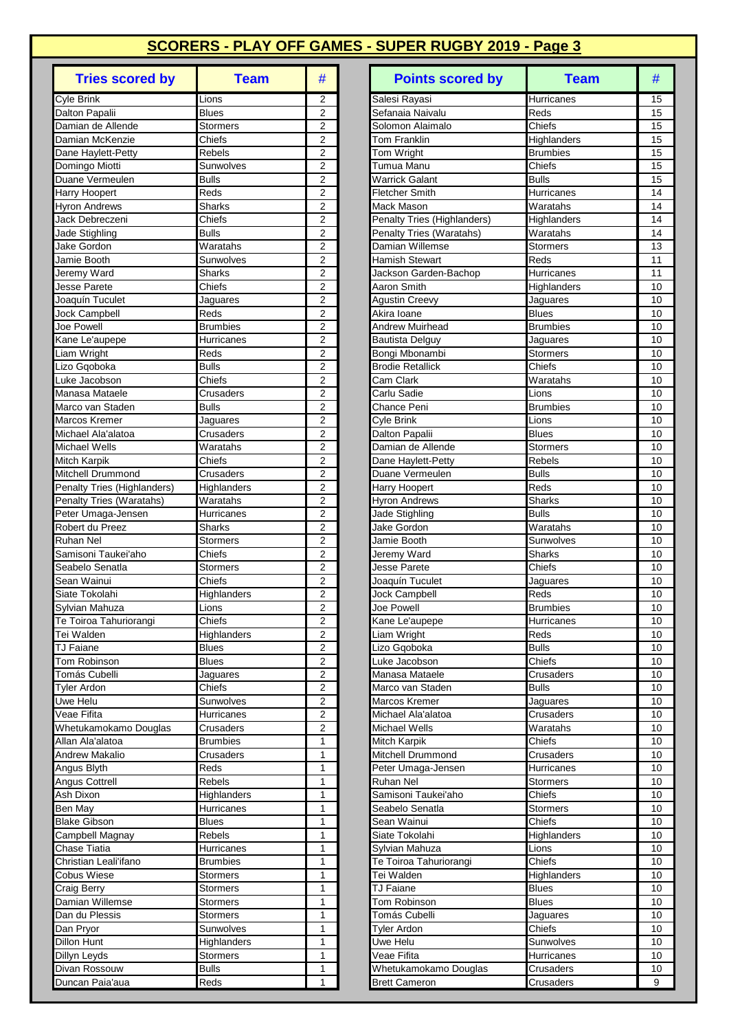# SCORERS - PLAY OFF GAMES - SUPER RUGBY 2019 - Page 3

| Tries scored by | Team | # |
|---|---|---|
| Cyle Brink | Lions | 2 |
| Dalton Papalii | Blues | 2 |
| Damian de Allende | Stormers | 2 |
| Damian McKenzie | Chiefs | 2 |
| Dane Haylett-Petty | Rebels | 2 |
| Domingo Miotti | Sunwolves | 2 |
| Duane Vermeulen | Bulls | 2 |
| Harry Hoopert | Reds | 2 |
| Hyron Andrews | Sharks | 2 |
| Jack Debreczeni | Chiefs | 2 |
| Jade Stighling | Bulls | 2 |
| Jake Gordon | Waratahs | 2 |
| Jamie Booth | Sunwolves | 2 |
| Jeremy Ward | Sharks | 2 |
| Jesse Parete | Chiefs | 2 |
| Joaquín Tuculet | Jaguares | 2 |
| Jock Campbell | Reds | 2 |
| Joe Powell | Brumbies | 2 |
| Kane Le'aupepe | Hurricanes | 2 |
| Liam Wright | Reds | 2 |
| Lizo Gqoboka | Bulls | 2 |
| Luke Jacobson | Chiefs | 2 |
| Manasa Mataele | Crusaders | 2 |
| Marco van Staden | Bulls | 2 |
| Marcos Kremer | Jaguares | 2 |
| Michael Ala'alatoa | Crusaders | 2 |
| Michael Wells | Waratahs | 2 |
| Mitch Karpik | Chiefs | 2 |
| Mitchell Drummond | Crusaders | 2 |
| Penalty Tries (Highlanders) | Highlanders | 2 |
| Penalty Tries (Waratahs) | Waratahs | 2 |
| Peter Umaga-Jensen | Hurricanes | 2 |
| Robert du Preez | Sharks | 2 |
| Ruhan Nel | Stormers | 2 |
| Samisoni Taukei'aho | Chiefs | 2 |
| Seabelo Senatla | Stormers | 2 |
| Sean Wainui | Chiefs | 2 |
| Siate Tokolahi | Highlanders | 2 |
| Sylvian Mahuza | Lions | 2 |
| Te Toiroa Tahuriorangi | Chiefs | 2 |
| Tei Walden | Highlanders | 2 |
| TJ Faiane | Blues | 2 |
| Tom Robinson | Blues | 2 |
| Tomás Cubelli | Jaguares | 2 |
| Tyler Ardon | Chiefs | 2 |
| Uwe Helu | Sunwolves | 2 |
| Veae Fifita | Hurricanes | 2 |
| Whetukamokamo Douglas | Crusaders | 2 |
| Allan Ala'alatoa | Brumbies | 1 |
| Andrew Makalio | Crusaders | 1 |
| Angus Blyth | Reds | 1 |
| Angus Cottrell | Rebels | 1 |
| Ash Dixon | Highlanders | 1 |
| Ben May | Hurricanes | 1 |
| Blake Gibson | Blues | 1 |
| Campbell Magnay | Rebels | 1 |
| Chase Tiatia | Hurricanes | 1 |
| Christian Leali'ifano | Brumbies | 1 |
| Cobus Wiese | Stormers | 1 |
| Craig Berry | Stormers | 1 |
| Damian Willemse | Stormers | 1 |
| Dan du Plessis | Stormers | 1 |
| Dan Pryor | Sunwolves | 1 |
| Dillon Hunt | Highlanders | 1 |
| Dillyn Leyds | Stormers | 1 |
| Divan Rossouw | Bulls | 1 |
| Duncan Paia'aua | Reds | 1 |

| Points scored by | Team | # |
|---|---|---|
| Salesi Rayasi | Hurricanes | 15 |
| Sefanaia Naivalu | Reds | 15 |
| Solomon Alaimalo | Chiefs | 15 |
| Tom Franklin | Highlanders | 15 |
| Tom Wright | Brumbies | 15 |
| Tumua Manu | Chiefs | 15 |
| Warrick Galant | Bulls | 15 |
| Fletcher Smith | Hurricanes | 14 |
| Mack Mason | Waratahs | 14 |
| Penalty Tries (Highlanders) | Highlanders | 14 |
| Penalty Tries (Waratahs) | Waratahs | 14 |
| Damian Willemse | Stormers | 13 |
| Hamish Stewart | Reds | 11 |
| Jackson Garden-Bachop | Hurricanes | 11 |
| Aaron Smith | Highlanders | 10 |
| Agustin Creevy | Jaguares | 10 |
| Akira Ioane | Blues | 10 |
| Andrew Muirhead | Brumbies | 10 |
| Bautista Delguy | Jaguares | 10 |
| Bongi Mbonambi | Stormers | 10 |
| Brodie Retallick | Chiefs | 10 |
| Cam Clark | Waratahs | 10 |
| Carlu Sadie | Lions | 10 |
| Chance Peni | Brumbies | 10 |
| Cyle Brink | Lions | 10 |
| Dalton Papalii | Blues | 10 |
| Damian de Allende | Stormers | 10 |
| Dane Haylett-Petty | Rebels | 10 |
| Duane Vermeulen | Bulls | 10 |
| Harry Hoopert | Reds | 10 |
| Hyron Andrews | Sharks | 10 |
| Jade Stighling | Bulls | 10 |
| Jake Gordon | Waratahs | 10 |
| Jamie Booth | Sunwolves | 10 |
| Jeremy Ward | Sharks | 10 |
| Jesse Parete | Chiefs | 10 |
| Joaquín Tuculet | Jaguares | 10 |
| Jock Campbell | Reds | 10 |
| Joe Powell | Brumbies | 10 |
| Kane Le'aupepe | Hurricanes | 10 |
| Liam Wright | Reds | 10 |
| Lizo Gqoboka | Bulls | 10 |
| Luke Jacobson | Chiefs | 10 |
| Manasa Mataele | Crusaders | 10 |
| Marco van Staden | Bulls | 10 |
| Marcos Kremer | Jaguares | 10 |
| Michael Ala'alatoa | Crusaders | 10 |
| Michael Wells | Waratahs | 10 |
| Mitch Karpik | Chiefs | 10 |
| Mitchell Drummond | Crusaders | 10 |
| Peter Umaga-Jensen | Hurricanes | 10 |
| Ruhan Nel | Stormers | 10 |
| Samisoni Taukei'aho | Chiefs | 10 |
| Seabelo Senatla | Stormers | 10 |
| Sean Wainui | Chiefs | 10 |
| Siate Tokolahi | Highlanders | 10 |
| Sylvian Mahuza | Lions | 10 |
| Te Toiroa Tahuriorangi | Chiefs | 10 |
| Tei Walden | Highlanders | 10 |
| TJ Faiane | Blues | 10 |
| Tom Robinson | Blues | 10 |
| Tomás Cubelli | Jaguares | 10 |
| Tyler Ardon | Chiefs | 10 |
| Uwe Helu | Sunwolves | 10 |
| Veae Fifita | Hurricanes | 10 |
| Whetukamokamo Douglas | Crusaders | 10 |
| Brett Cameron | Crusaders | 9 |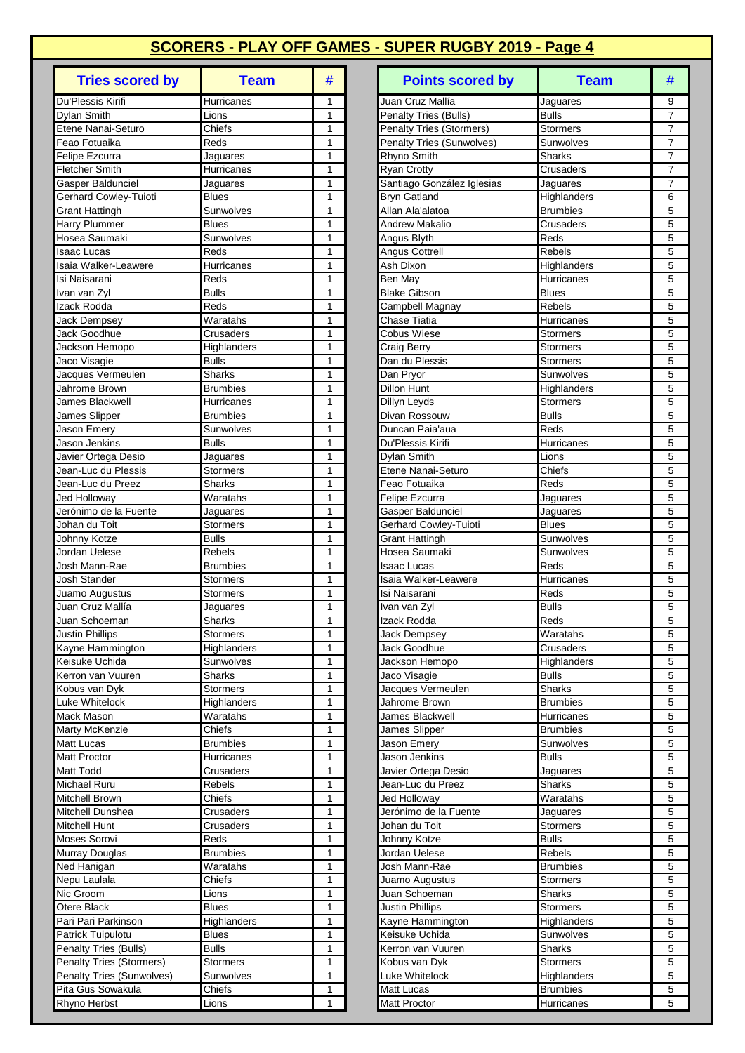## SCORERS - PLAY OFF GAMES - SUPER RUGBY 2019 - Page 4

| Tries scored by | Team | # |
|---|---|---|
| Du'Plessis Kirifi | Hurricanes | 1 |
| Dylan Smith | Lions | 1 |
| Etene Nanai-Seturo | Chiefs | 1 |
| Feao Fotuaika | Reds | 1 |
| Felipe Ezcurra | Jaguares | 1 |
| Fletcher Smith | Hurricanes | 1 |
| Gasper Baldunciel | Jaguares | 1 |
| Gerhard Cowley-Tuioti | Blues | 1 |
| Grant Hattingh | Sunwolves | 1 |
| Harry Plummer | Blues | 1 |
| Hosea Saumaki | Sunwolves | 1 |
| Isaac Lucas | Reds | 1 |
| Isaia Walker-Leawere | Hurricanes | 1 |
| Isi Naisarani | Reds | 1 |
| Ivan van Zyl | Bulls | 1 |
| Izack Rodda | Reds | 1 |
| Jack Dempsey | Waratahs | 1 |
| Jack Goodhue | Crusaders | 1 |
| Jackson Hemopo | Highlanders | 1 |
| Jaco Visagie | Bulls | 1 |
| Jacques Vermeulen | Sharks | 1 |
| Jahrome Brown | Brumbies | 1 |
| James Blackwell | Hurricanes | 1 |
| James Slipper | Brumbies | 1 |
| Jason Emery | Sunwolves | 1 |
| Jason Jenkins | Bulls | 1 |
| Javier Ortega Desio | Jaguares | 1 |
| Jean-Luc du Plessis | Stormers | 1 |
| Jean-Luc du Preez | Sharks | 1 |
| Jed Holloway | Waratahs | 1 |
| Jerónimo de la Fuente | Jaguares | 1 |
| Johan du Toit | Stormers | 1 |
| Johnny Kotze | Bulls | 1 |
| Jordan Uelese | Rebels | 1 |
| Josh Mann-Rae | Brumbies | 1 |
| Josh Stander | Stormers | 1 |
| Juamo Augustus | Stormers | 1 |
| Juan Cruz Mallía | Jaguares | 1 |
| Juan Schoeman | Sharks | 1 |
| Justin Phillips | Stormers | 1 |
| Kayne Hammington | Highlanders | 1 |
| Keisuke Uchida | Sunwolves | 1 |
| Kerron van Vuuren | Sharks | 1 |
| Kobus van Dyk | Stormers | 1 |
| Luke Whitelock | Highlanders | 1 |
| Mack Mason | Waratahs | 1 |
| Marty McKenzie | Chiefs | 1 |
| Matt Lucas | Brumbies | 1 |
| Matt Proctor | Hurricanes | 1 |
| Matt Todd | Crusaders | 1 |
| Michael Ruru | Rebels | 1 |
| Mitchell Brown | Chiefs | 1 |
| Mitchell Dunshea | Crusaders | 1 |
| Mitchell Hunt | Crusaders | 1 |
| Moses Sorovi | Reds | 1 |
| Murray Douglas | Brumbies | 1 |
| Ned Hanigan | Waratahs | 1 |
| Nepu Laulala | Chiefs | 1 |
| Nic Groom | Lions | 1 |
| Otere Black | Blues | 1 |
| Pari Pari Parkinson | Highlanders | 1 |
| Patrick Tuipulotu | Blues | 1 |
| Penalty Tries (Bulls) | Bulls | 1 |
| Penalty Tries (Stormers) | Stormers | 1 |
| Penalty Tries (Sunwolves) | Sunwolves | 1 |
| Pita Gus Sowakula | Chiefs | 1 |
| Rhyno Herbst | Lions | 1 |

| Points scored by | Team | # |
|---|---|---|
| Juan Cruz Mallía | Jaguares | 9 |
| Penalty Tries (Bulls) | Bulls | 7 |
| Penalty Tries (Stormers) | Stormers | 7 |
| Penalty Tries (Sunwolves) | Sunwolves | 7 |
| Rhyno Smith | Sharks | 7 |
| Ryan Crotty | Crusaders | 7 |
| Santiago González Iglesias | Jaguares | 7 |
| Bryn Gatland | Highlanders | 6 |
| Allan Ala'alatoa | Brumbies | 5 |
| Andrew Makalio | Crusaders | 5 |
| Angus Blyth | Reds | 5 |
| Angus Cottrell | Rebels | 5 |
| Ash Dixon | Highlanders | 5 |
| Ben May | Hurricanes | 5 |
| Blake Gibson | Blues | 5 |
| Campbell Magnay | Rebels | 5 |
| Chase Tiatia | Hurricanes | 5 |
| Cobus Wiese | Stormers | 5 |
| Craig Berry | Stormers | 5 |
| Dan du Plessis | Stormers | 5 |
| Dan Pryor | Sunwolves | 5 |
| Dillon Hunt | Highlanders | 5 |
| Dillyn Leyds | Stormers | 5 |
| Divan Rossouw | Bulls | 5 |
| Duncan Paia'aua | Reds | 5 |
| Du'Plessis Kirifi | Hurricanes | 5 |
| Dylan Smith | Lions | 5 |
| Etene Nanai-Seturo | Chiefs | 5 |
| Feao Fotuaika | Reds | 5 |
| Felipe Ezcurra | Jaguares | 5 |
| Gasper Baldunciel | Jaguares | 5 |
| Gerhard Cowley-Tuioti | Blues | 5 |
| Grant Hattingh | Sunwolves | 5 |
| Hosea Saumaki | Sunwolves | 5 |
| Isaac Lucas | Reds | 5 |
| Isaia Walker-Leawere | Hurricanes | 5 |
| Isi Naisarani | Reds | 5 |
| Ivan van Zyl | Bulls | 5 |
| Izack Rodda | Reds | 5 |
| Jack Dempsey | Waratahs | 5 |
| Jack Goodhue | Crusaders | 5 |
| Jackson Hemopo | Highlanders | 5 |
| Jaco Visagie | Bulls | 5 |
| Jacques Vermeulen | Sharks | 5 |
| Jahrome Brown | Brumbies | 5 |
| James Blackwell | Hurricanes | 5 |
| James Slipper | Brumbies | 5 |
| Jason Emery | Sunwolves | 5 |
| Jason Jenkins | Bulls | 5 |
| Javier Ortega Desio | Jaguares | 5 |
| Jean-Luc du Preez | Sharks | 5 |
| Jed Holloway | Waratahs | 5 |
| Jerónimo de la Fuente | Jaguares | 5 |
| Johan du Toit | Stormers | 5 |
| Johnny Kotze | Bulls | 5 |
| Jordan Uelese | Rebels | 5 |
| Josh Mann-Rae | Brumbies | 5 |
| Juamo Augustus | Stormers | 5 |
| Juan Schoeman | Sharks | 5 |
| Justin Phillips | Stormers | 5 |
| Kayne Hammington | Highlanders | 5 |
| Keisuke Uchida | Sunwolves | 5 |
| Kerron van Vuuren | Sharks | 5 |
| Kobus van Dyk | Stormers | 5 |
| Luke Whitelock | Highlanders | 5 |
| Matt Lucas | Brumbies | 5 |
| Matt Proctor | Hurricanes | 5 |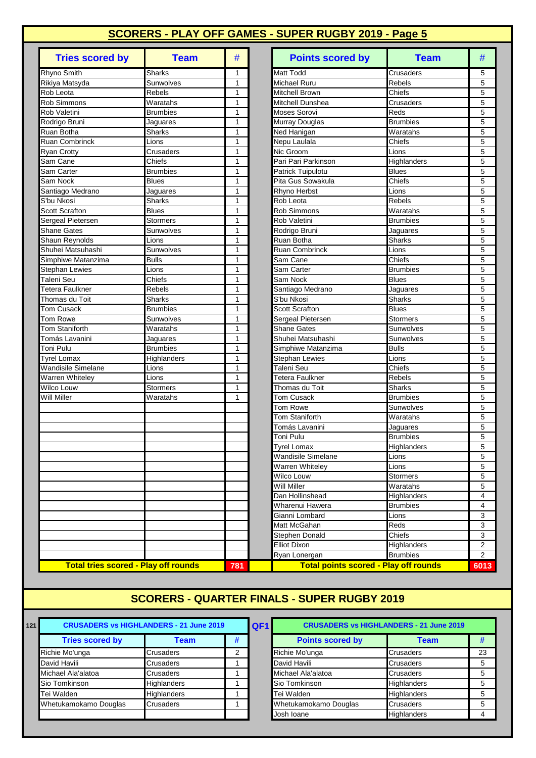## SCORERS - PLAY OFF GAMES - SUPER RUGBY 2019 - Page 5

| Tries scored by | Team | # |
|---|---|---|
| Rhyno Smith | Sharks | 1 |
| Rikiya Matsyda | Sunwolves | 1 |
| Rob Leota | Rebels | 1 |
| Rob Simmons | Waratahs | 1 |
| Rob Valetini | Brumbies | 1 |
| Rodrigo Bruni | Jaguares | 1 |
| Ruan Botha | Sharks | 1 |
| Ruan Combrinck | Lions | 1 |
| Ryan Crotty | Crusaders | 1 |
| Sam Cane | Chiefs | 1 |
| Sam Carter | Brumbies | 1 |
| Sam Nock | Blues | 1 |
| Santiago Medrano | Jaguares | 1 |
| S'bu Nkosi | Sharks | 1 |
| Scott Scrafton | Blues | 1 |
| Sergeal Pietersen | Stormers | 1 |
| Shane Gates | Sunwolves | 1 |
| Shaun Reynolds | Lions | 1 |
| Shuhei Matsuhashi | Sunwolves | 1 |
| Simphiwe Matanzima | Bulls | 1 |
| Stephan Lewies | Lions | 1 |
| Taleni Seu | Chiefs | 1 |
| Tetera Faulkner | Rebels | 1 |
| Thomas du Toit | Sharks | 1 |
| Tom Cusack | Brumbies | 1 |
| Tom Rowe | Sunwolves | 1 |
| Tom Staniforth | Waratahs | 1 |
| Tomás Lavanini | Jaguares | 1 |
| Toni Pulu | Brumbies | 1 |
| Tyrel Lomax | Highlanders | 1 |
| Wandisile Simelane | Lions | 1 |
| Warren Whiteley | Lions | 1 |
| Wilco Louw | Stormers | 1 |
| Will Miller | Waratahs | 1 |
| **Total tries scored - Play off rounds** | | **781** |

| Points scored by | Team | # |
|---|---|---|
| Matt Todd | Crusaders | 5 |
| Michael Ruru | Rebels | 5 |
| Mitchell Brown | Chiefs | 5 |
| Mitchell Dunshea | Crusaders | 5 |
| Moses Sorovi | Reds | 5 |
| Murray Douglas | Brumbies | 5 |
| Ned Hanigan | Waratahs | 5 |
| Nepu Laulala | Chiefs | 5 |
| Nic Groom | Lions | 5 |
| Pari Pari Parkinson | Highlanders | 5 |
| Patrick Tuipulotu | Blues | 5 |
| Pita Gus Sowakula | Chiefs | 5 |
| Rhyno Herbst | Lions | 5 |
| Rob Leota | Rebels | 5 |
| Rob Simmons | Waratahs | 5 |
| Rob Valetini | Brumbies | 5 |
| Rodrigo Bruni | Jaguares | 5 |
| Ruan Botha | Sharks | 5 |
| Ruan Combrinck | Lions | 5 |
| Sam Cane | Chiefs | 5 |
| Sam Carter | Brumbies | 5 |
| Sam Nock | Blues | 5 |
| Santiago Medrano | Jaguares | 5 |
| S'bu Nkosi | Sharks | 5 |
| Scott Scrafton | Blues | 5 |
| Sergeal Pietersen | Stormers | 5 |
| Shane Gates | Sunwolves | 5 |
| Shuhei Matsuhashi | Sunwolves | 5 |
| Simphiwe Matanzima | Bulls | 5 |
| Stephan Lewies | Lions | 5 |
| Taleni Seu | Chiefs | 5 |
| Tetera Faulkner | Rebels | 5 |
| Thomas du Toit | Sharks | 5 |
| Tom Cusack | Brumbies | 5 |
| Tom Rowe | Sunwolves | 5 |
| Tom Staniforth | Waratahs | 5 |
| Tomás Lavanini | Jaguares | 5 |
| Toni Pulu | Brumbies | 5 |
| Tyrel Lomax | Highlanders | 5 |
| Wandisile Simelane | Lions | 5 |
| Warren Whiteley | Lions | 5 |
| Wilco Louw | Stormers | 5 |
| Will Miller | Waratahs | 5 |
| Dan Hollinshead | Highlanders | 4 |
| Wharenui Hawera | Brumbies | 4 |
| Gianni Lombard | Lions | 3 |
| Matt McGahan | Reds | 3 |
| Stephen Donald | Chiefs | 3 |
| Elliot Dixon | Highlanders | 2 |
| Ryan Lonergan | Brumbies | 2 |
| **Total points scored - Play off rounds** | | **6013** |

## SCORERS - QUARTER FINALS - SUPER RUGBY 2019

121 — QF1

| CRUSADERS vs HIGHLANDERS - 21 June 2019 | | |
|---|---|---|
| **Tries scored by** | **Team** | **#** |
| Richie Mo'unga | Crusaders | 2 |
| David Havili | Crusaders | 1 |
| Michael Ala'alatoa | Crusaders | 1 |
| Sio Tomkinson | Highlanders | 1 |
| Tei Walden | Highlanders | 1 |
| Whetukamokamo Douglas | Crusaders | 1 |

| CRUSADERS vs HIGHLANDERS - 21 June 2019 | | |
|---|---|---|
| **Points scored by** | **Team** | **#** |
| Richie Mo'unga | Crusaders | 23 |
| David Havili | Crusaders | 5 |
| Michael Ala'alatoa | Crusaders | 5 |
| Sio Tomkinson | Highlanders | 5 |
| Tei Walden | Highlanders | 5 |
| Whetukamokamo Douglas | Crusaders | 5 |
| Josh Ioane | Highlanders | 4 |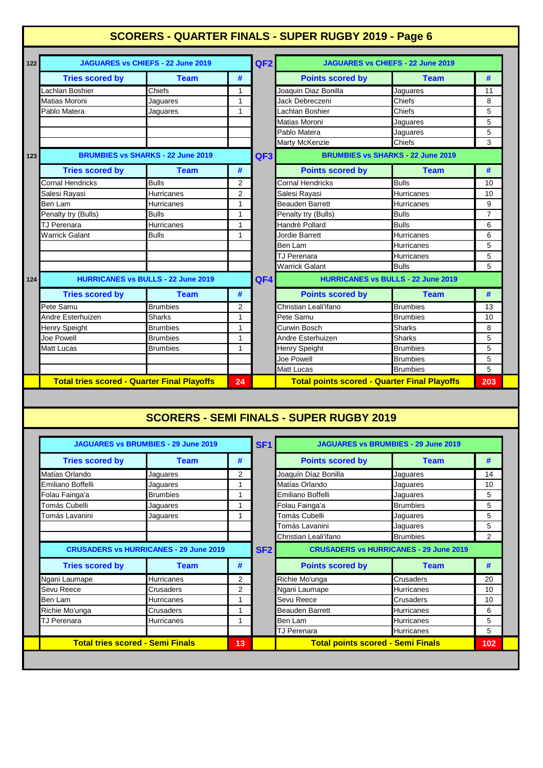# SCORERS - QUARTER FINALS - SUPER RUGBY 2019 - Page 6

| 122 | JAGUARES vs CHIEFS - 22 June 2019 | | | QF2 | JAGUARES vs CHIEFS - 22 June 2019 | | |
|---|---|---|---|---|---|---|---|
| | **Tries scored by** | **Team** | **#** | | **Points scored by** | **Team** | **#** |
| | Lachlan Boshier | Chiefs | 1 | | Joaquin Diaz Bonilla | Jaguares | 11 |
| | Matias Moroni | Jaguares | 1 | | Jack Debreczeni | Chiefs | 8 |
| | Pablo Matera | Jaguares | 1 | | Lachlan Boshier | Chiefs | 5 |
| | | | | | Matias Moroni | Jaguares | 5 |
| | | | | | Pablo Matera | Jaguares | 5 |
| | | | | | Marty McKenzie | Chiefs | 3 |
| 123 | BRUMBIES vs SHARKS - 22 June 2019 | | | QF3 | BRUMBIES vs SHARKS - 22 June 2019 | | |
| | **Tries scored by** | **Team** | **#** | | **Points scored by** | **Team** | **#** |
| | Cornal Hendricks | Bulls | 2 | | Cornal Hendricks | Bulls | 10 |
| | Salesi Rayasi | Hurricanes | 2 | | Salesi Rayasi | Hurricanes | 10 |
| | Ben Lam | Hurricanes | 1 | | Beauden Barrett | Hurricanes | 9 |
| | Penalty try (Bulls) | Bulls | 1 | | Penalty try (Bulls) | Bulls | 7 |
| | TJ Perenara | Hurricanes | 1 | | Handrè Pollard | Bulls | 6 |
| | Warrick Galant | Bulls | 1 | | Jordie Barrett | Hurricanes | 6 |
| | | | | | Ben Lam | Hurricanes | 5 |
| | | | | | TJ Perenara | Hurricanes | 5 |
| | | | | | Warrick Galant | Bulls | 5 |
| 124 | HURRICANES vs BULLS - 22 June 2019 | | | QF4 | HURRICANES vs BULLS - 22 June 2019 | | |
| | **Tries scored by** | **Team** | **#** | | **Points scored by** | **Team** | **#** |
| | Pete Samu | Brumbies | 2 | | Christian Leali'ifano | Brumbies | 13 |
| | Andre Esterhuizen | Sharks | 1 | | Pete Samu | Brumbies | 10 |
| | Henry Speight | Brumbies | 1 | | Curwin Bosch | Sharks | 8 |
| | Joe Powell | Brumbies | 1 | | Andre Esterhuizen | Sharks | 5 |
| | Matt Lucas | Brumbies | 1 | | Henry Speight | Brumbies | 5 |
| | | | | | Joe Powell | Brumbies | 5 |
| | | | | | Matt Lucas | Brumbies | 5 |
| | **Total tries scored - Quarter Final Playoffs** | | **24** | | **Total points scored - Quarter Final Playoffs** | | **203** |

# SCORERS - SEMI FINALS - SUPER RUGBY 2019

| JAGUARES vs BRUMBIES - 29 June 2019 | | | SF1 | JAGUARES vs BRUMBIES - 29 June 2019 | | |
|---|---|---|---|---|---|---|
| **Tries scored by** | **Team** | **#** | | **Points scored by** | **Team** | **#** |
| Matías Orlando | Jaguares | 2 | | Joaquín Díaz Bonilla | Jaguares | 14 |
| Emiliano Boffelli | Jaguares | 1 | | Matías Orlando | Jaguares | 10 |
| Folau Fainga'a | Brumbies | 1 | | Emiliano Boffelli | Jaguares | 5 |
| Tomás Cubelli | Jaguares | 1 | | Folau Fainga'a | Brumbies | 5 |
| Tomás Lavanini | Jaguares | 1 | | Tomás Cubelli | Jaguares | 5 |
| | | | | Tomás Lavanini | Jaguares | 5 |
| | | | | Christian Leali'ifano | Brumbies | 2 |
| CRUSADERS vs HURRICANES - 29 June 2019 | | | SF2 | CRUSADERS vs HURRICANES - 29 June 2019 | | |
| **Tries scored by** | **Team** | **#** | | **Points scored by** | **Team** | **#** |
| Ngani Laumape | Hurricanes | 2 | | Richie Mo'unga | Crusaders | 20 |
| Sevu Reece | Crusaders | 2 | | Ngani Laumape | Hurricanes | 10 |
| Ben Lam | Hurricanes | 1 | | Sevu Reece | Crusaders | 10 |
| Richie Mo'unga | Crusaders | 1 | | Beauden Barrett | Hurricanes | 6 |
| TJ Perenara | Hurricanes | 1 | | Ben Lam | Hurricanes | 5 |
| | | | | TJ Perenara | Hurricanes | 5 |
| **Total tries scored - Semi Finals** | | **13** | | **Total points scored - Semi Finals** | | **102** |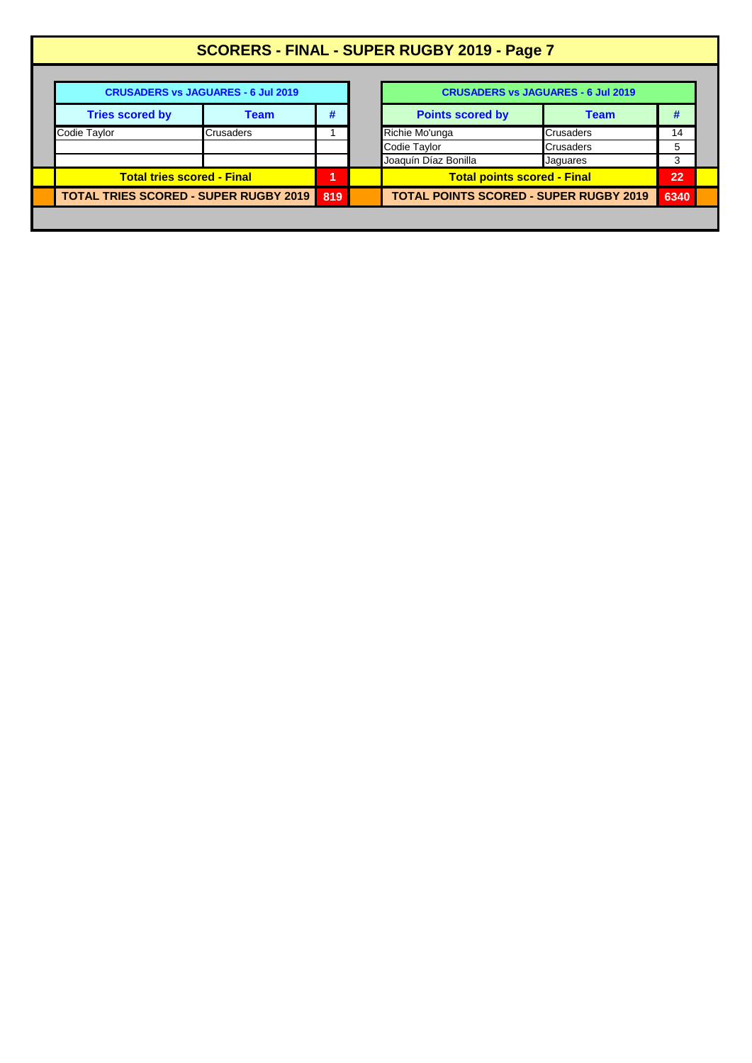# SCORERS - FINAL - SUPER RUGBY 2019 - Page 7

| CRUSADERS vs JAGUARES - 6 Jul 2019 | | |
|---|---|---|
| **Tries scored by** | **Team** | **#** |
| Codie Taylor | Crusaders | 1 |
| | | |
| | | |
| **Total tries scored - Final** | | **1** |
| **TOTAL TRIES SCORED - SUPER RUGBY 2019** | | **819** |

| CRUSADERS vs JAGUARES - 6 Jul 2019 | | |
|---|---|---|
| **Points scored by** | **Team** | **#** |
| Richie Mo'unga | Crusaders | 14 |
| Codie Taylor | Crusaders | 5 |
| Joaquín Díaz Bonilla | Jaguares | 3 |
| **Total points scored - Final** | | **22** |
| **TOTAL POINTS SCORED - SUPER RUGBY 2019** | | **6340** |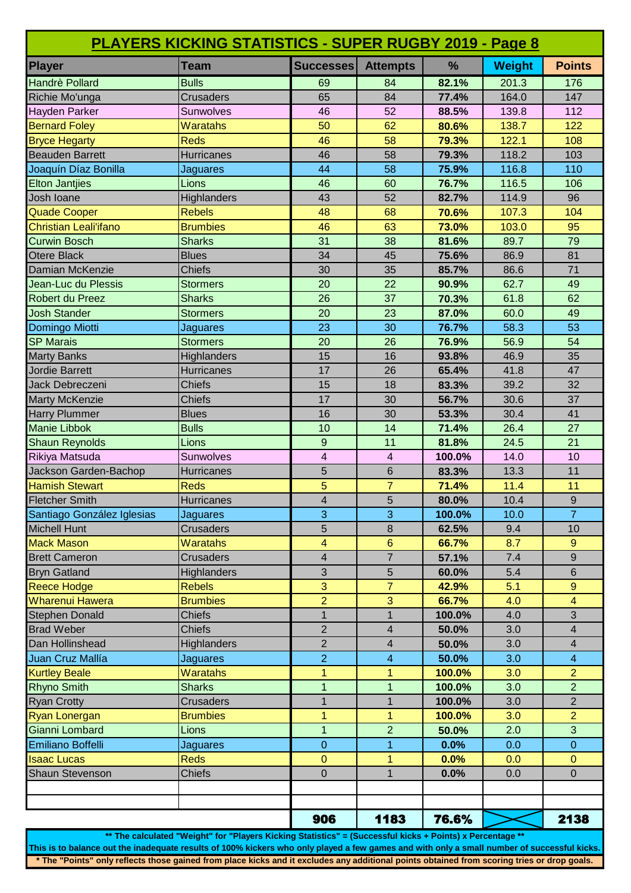# PLAYERS KICKING STATISTICS - SUPER RUGBY 2019 - Page 8

| Player | Team | Successes | Attempts | % | Weight | Points |
|---|---|---|---|---|---|---|
| Handrè Pollard | Bulls | 69 | 84 | **82.1%** | 201.3 | 176 |
| Richie Mo'unga | Crusaders | 65 | 84 | **77.4%** | 164.0 | 147 |
| Hayden Parker | Sunwolves | 46 | 52 | **88.5%** | 139.8 | 112 |
| Bernard Foley | Waratahs | 50 | 62 | **80.6%** | 138.7 | 122 |
| Bryce Hegarty | Reds | 46 | 58 | **79.3%** | 122.1 | 108 |
| Beauden Barrett | Hurricanes | 46 | 58 | **79.3%** | 118.2 | 103 |
| Joaquín Díaz Bonilla | Jaguares | 44 | 58 | **75.9%** | 116.8 | 110 |
| Elton Jantjies | Lions | 46 | 60 | **76.7%** | 116.5 | 106 |
| Josh Ioane | Highlanders | 43 | 52 | **82.7%** | 114.9 | 96 |
| Quade Cooper | Rebels | 48 | 68 | **70.6%** | 107.3 | 104 |
| Christian Leali'ifano | Brumbies | 46 | 63 | **73.0%** | 103.0 | 95 |
| Curwin Bosch | Sharks | 31 | 38 | **81.6%** | 89.7 | 79 |
| Otere Black | Blues | 34 | 45 | **75.6%** | 86.9 | 81 |
| Damian McKenzie | Chiefs | 30 | 35 | **85.7%** | 86.6 | 71 |
| Jean-Luc du Plessis | Stormers | 20 | 22 | **90.9%** | 62.7 | 49 |
| Robert du Preez | Sharks | 26 | 37 | **70.3%** | 61.8 | 62 |
| Josh Stander | Stormers | 20 | 23 | **87.0%** | 60.0 | 49 |
| Domingo Miotti | Jaguares | 23 | 30 | **76.7%** | 58.3 | 53 |
| SP Marais | Stormers | 20 | 26 | **76.9%** | 56.9 | 54 |
| Marty Banks | Highlanders | 15 | 16 | **93.8%** | 46.9 | 35 |
| Jordie Barrett | Hurricanes | 17 | 26 | **65.4%** | 41.8 | 47 |
| Jack Debreczeni | Chiefs | 15 | 18 | **83.3%** | 39.2 | 32 |
| Marty McKenzie | Chiefs | 17 | 30 | **56.7%** | 30.6 | 37 |
| Harry Plummer | Blues | 16 | 30 | **53.3%** | 30.4 | 41 |
| Manie Libbok | Bulls | 10 | 14 | **71.4%** | 26.4 | 27 |
| Shaun Reynolds | Lions | 9 | 11 | **81.8%** | 24.5 | 21 |
| Rikiya Matsuda | Sunwolves | 4 | 4 | **100.0%** | 14.0 | 10 |
| Jackson Garden-Bachop | Hurricanes | 5 | 6 | **83.3%** | 13.3 | 11 |
| Hamish Stewart | Reds | 5 | 7 | **71.4%** | 11.4 | 11 |
| Fletcher Smith | Hurricanes | 4 | 5 | **80.0%** | 10.4 | 9 |
| Santiago González Iglesias | Jaguares | 3 | 3 | **100.0%** | 10.0 | 7 |
| Michell Hunt | Crusaders | 5 | 8 | **62.5%** | 9.4 | 10 |
| Mack Mason | Waratahs | 4 | 6 | **66.7%** | 8.7 | 9 |
| Brett Cameron | Crusaders | 4 | 7 | **57.1%** | 7.4 | 9 |
| Bryn Gatland | Highlanders | 3 | 5 | **60.0%** | 5.4 | 6 |
| Reece Hodge | Rebels | 3 | 7 | **42.9%** | 5.1 | 9 |
| Wharenui Hawera | Brumbies | 2 | 3 | **66.7%** | 4.0 | 4 |
| Stephen Donald | Chiefs | 1 | 1 | **100.0%** | 4.0 | 3 |
| Brad Weber | Chiefs | 2 | 4 | **50.0%** | 3.0 | 4 |
| Dan Hollinshead | Highlanders | 2 | 4 | **50.0%** | 3.0 | 4 |
| Juan Cruz Mallía | Jaguares | 2 | 4 | **50.0%** | 3.0 | 4 |
| Kurtley Beale | Waratahs | 1 | 1 | **100.0%** | 3.0 | 2 |
| Rhyno Smith | Sharks | 1 | 1 | **100.0%** | 3.0 | 2 |
| Ryan Crotty | Crusaders | 1 | 1 | **100.0%** | 3.0 | 2 |
| Ryan Lonergan | Brumbies | 1 | 1 | **100.0%** | 3.0 | 2 |
| Gianni Lombard | Lions | 1 | 2 | **50.0%** | 2.0 | 3 |
| Emiliano Boffelli | Jaguares | 0 | 1 | **0.0%** | 0.0 | 0 |
| Isaac Lucas | Reds | 0 | 1 | **0.0%** | 0.0 | 0 |
| Shaun Stevenson | Chiefs | 0 | 1 | **0.0%** | 0.0 | 0 |
| | | | | | | |
| | | | | | | |
| | | **906** | **1183** | **76.6%** | | **2138** |

**** The calculated "Weight" for "Players Kicking Statistics" = (Successful kicks + Points) x Percentage ****
**This is to balance out the inadequate results of 100% kickers who only played a few games and with only a small number of successful kicks.**

*** The "Points" only reflects those gained from place kicks and it excludes any additional points obtained from scoring tries or drop goals.**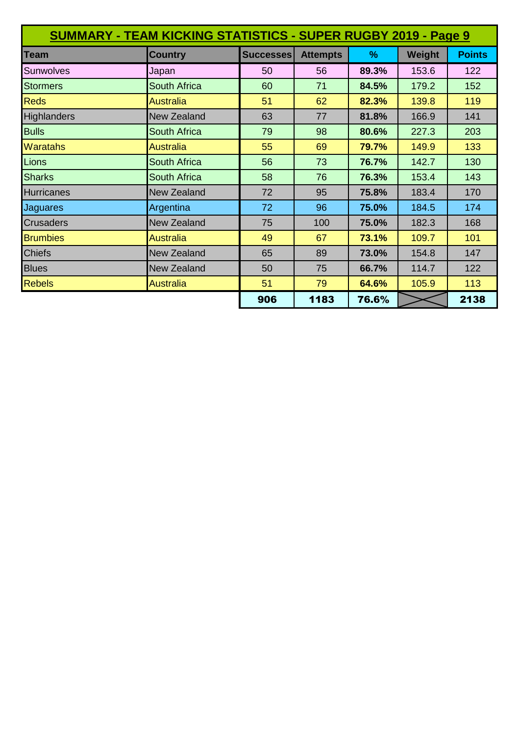## SUMMARY - TEAM KICKING STATISTICS - SUPER RUGBY 2019 - Page 9

| Team | Country | Successes | Attempts | % | Weight | Points |
|---|---|---|---|---|---|---|
| Sunwolves | Japan | 50 | 56 | **89.3%** | 153.6 | 122 |
| Stormers | South Africa | 60 | 71 | **84.5%** | 179.2 | 152 |
| Reds | Australia | 51 | 62 | **82.3%** | 139.8 | 119 |
| Highlanders | New Zealand | 63 | 77 | **81.8%** | 166.9 | 141 |
| Bulls | South Africa | 79 | 98 | **80.6%** | 227.3 | 203 |
| Waratahs | Australia | 55 | 69 | **79.7%** | 149.9 | 133 |
| Lions | South Africa | 56 | 73 | **76.7%** | 142.7 | 130 |
| Sharks | South Africa | 58 | 76 | **76.3%** | 153.4 | 143 |
| Hurricanes | New Zealand | 72 | 95 | **75.8%** | 183.4 | 170 |
| Jaguares | Argentina | 72 | 96 | **75.0%** | 184.5 | 174 |
| Crusaders | New Zealand | 75 | 100 | **75.0%** | 182.3 | 168 |
| Brumbies | Australia | 49 | 67 | **73.1%** | 109.7 | 101 |
| Chiefs | New Zealand | 65 | 89 | **73.0%** | 154.8 | 147 |
| Blues | New Zealand | 50 | 75 | **66.7%** | 114.7 | 122 |
| Rebels | Australia | 51 | 79 | **64.6%** | 105.9 | 113 |
| | | **906** | **1183** | **76.6%** | | **2138** |